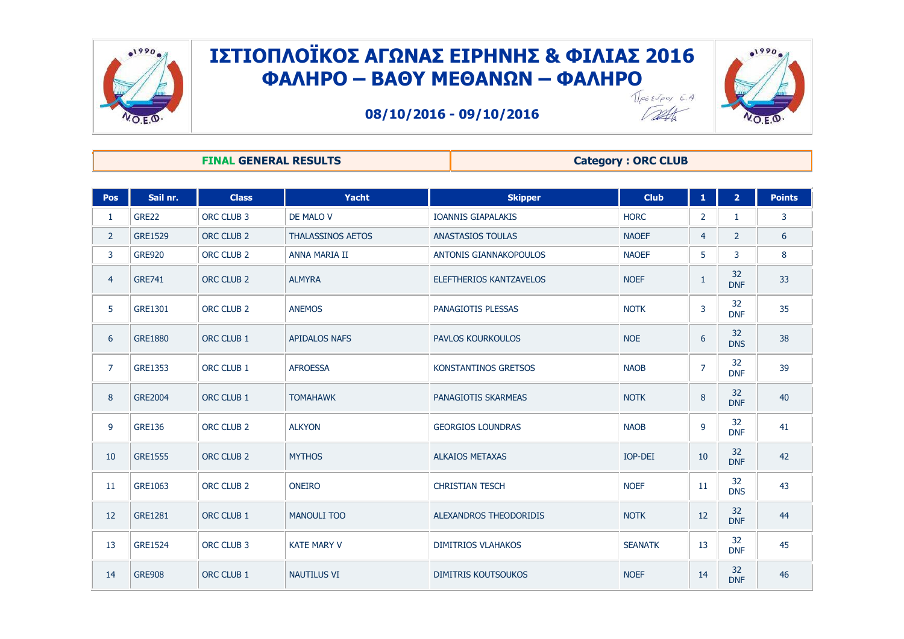# ΙΣΤΙΟΠΛΟΪΚΟΣ ΑΓΩΝΑΣ ΕΙΡΗΝΗΣ & ΦΙΛΙΑΣ 2016
## ΦΑΛΗΡΟ – ΒΑΘΥ ΜΕΘΑΝΩΝ – ΦΑΛΗΡΟ

**08/10/2016 - 09/10/2016**

Πρόεδρος Ε.Α

**FINAL GENERAL RESULTS** | **Category : ORC CLUB**

| Pos | Sail nr. | Class | Yacht | Skipper | Club | 1 | 2 | Points |
|---|---|---|---|---|---|---|---|---|
| 1 | GRE22 | ORC CLUB 3 | DE MALO V | IOANNIS GIAPALAKIS | HORC | 2 | 1 | 3 |
| 2 | GRE1529 | ORC CLUB 2 | THALASSINOS AETOS | ANASTASIOS TOULAS | NAOEF | 4 | 2 | 6 |
| 3 | GRE920 | ORC CLUB 2 | ANNA MARIA II | ANTONIS GIANNAKOPOULOS | NAOEF | 5 | 3 | 8 |
| 4 | GRE741 | ORC CLUB 2 | ALMYRA | ELEFTHERIOS KANTZAVELOS | NOEF | 1 | 32 DNF | 33 |
| 5 | GRE1301 | ORC CLUB 2 | ANEMOS | PANAGIOTIS PLESSAS | NOTK | 3 | 32 DNF | 35 |
| 6 | GRE1880 | ORC CLUB 1 | APIDALOS NAFS | PAVLOS KOURKOULOS | NOE | 6 | 32 DNS | 38 |
| 7 | GRE1353 | ORC CLUB 1 | AFROESSA | KONSTANTINOS GRETSOS | NAOB | 7 | 32 DNF | 39 |
| 8 | GRE2004 | ORC CLUB 1 | TOMAHAWK | PANAGIOTIS SKARMEAS | NOTK | 8 | 32 DNF | 40 |
| 9 | GRE136 | ORC CLUB 2 | ALKYON | GEORGIOS LOUNDRAS | NAOB | 9 | 32 DNF | 41 |
| 10 | GRE1555 | ORC CLUB 2 | MYTHOS | ALKAIOS METAXAS | IOP-DEI | 10 | 32 DNF | 42 |
| 11 | GRE1063 | ORC CLUB 2 | ONEIRO | CHRISTIAN TESCH | NOEF | 11 | 32 DNS | 43 |
| 12 | GRE1281 | ORC CLUB 1 | MANOULI TOO | ALEXANDROS THEODORIDIS | NOTK | 12 | 32 DNF | 44 |
| 13 | GRE1524 | ORC CLUB 3 | KATE MARY V | DIMITRIOS VLAHAKOS | SEANATK | 13 | 32 DNF | 45 |
| 14 | GRE908 | ORC CLUB 1 | NAUTILUS VI | DIMITRIS KOUTSOUKOS | NOEF | 14 | 32 DNF | 46 |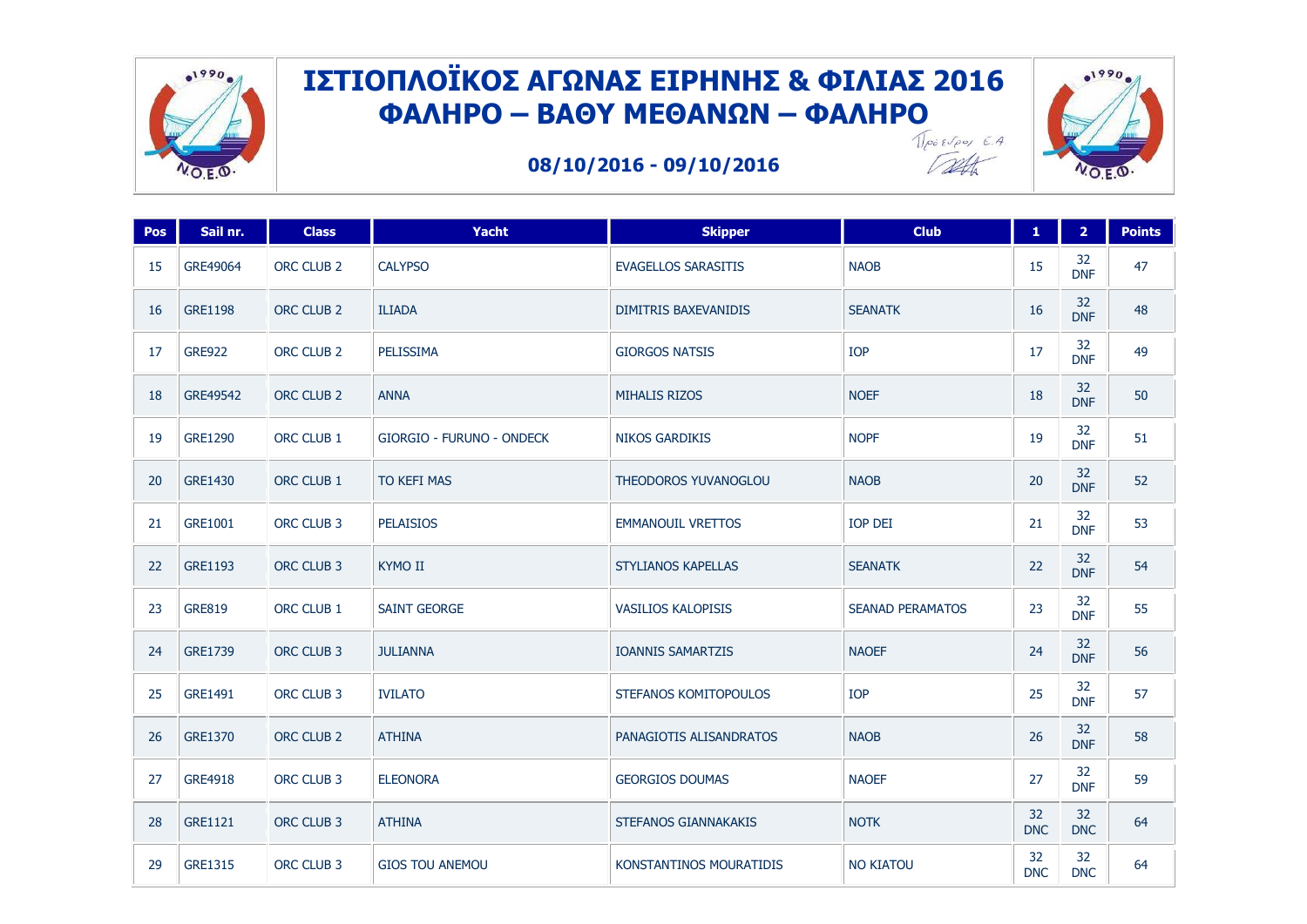# ΙΣΤΙΟΠΛΟΪΚΟΣ ΑΓΩΝΑΣ ΕΙΡΗΝΗΣ & ΦΙΛΙΑΣ 2016
# ΦΑΛΗΡΟ – ΒΑΘΥ ΜΕΘΑΝΩΝ – ΦΑΛΗΡΟ

**08/10/2016 - 09/10/2016**

Πρόεδρος Ε.Α

| Pos | Sail nr. | Class | Yacht | Skipper | Club | 1 | 2 | Points |
|---|---|---|---|---|---|---|---|---|
| 15 | GRE49064 | ORC CLUB 2 | CALYPSO | EVAGELLOS SARASITIS | NAOB | 15 | 32 DNF | 47 |
| 16 | GRE1198 | ORC CLUB 2 | ILIADA | DIMITRIS BAXEVANIDIS | SEANATK | 16 | 32 DNF | 48 |
| 17 | GRE922 | ORC CLUB 2 | PELISSIMA | GIORGOS NATSIS | IOP | 17 | 32 DNF | 49 |
| 18 | GRE49542 | ORC CLUB 2 | ANNA | MIHALIS RIZOS | NOEF | 18 | 32 DNF | 50 |
| 19 | GRE1290 | ORC CLUB 1 | GIORGIO - FURUNO - ONDECK | NIKOS GARDIKIS | NOPF | 19 | 32 DNF | 51 |
| 20 | GRE1430 | ORC CLUB 1 | TO KEFI MAS | THEODOROS YUVANOGLOU | NAOB | 20 | 32 DNF | 52 |
| 21 | GRE1001 | ORC CLUB 3 | PELAISIOS | EMMANOUIL VRETTOS | IOP DEI | 21 | 32 DNF | 53 |
| 22 | GRE1193 | ORC CLUB 3 | KYMO II | STYLIANOS KAPELLAS | SEANATK | 22 | 32 DNF | 54 |
| 23 | GRE819 | ORC CLUB 1 | SAINT GEORGE | VASILIOS KALOPISIS | SEANAD PERAMATOS | 23 | 32 DNF | 55 |
| 24 | GRE1739 | ORC CLUB 3 | JULIANNA | IOANNIS SAMARTZIS | NAOEF | 24 | 32 DNF | 56 |
| 25 | GRE1491 | ORC CLUB 3 | IVILATO | STEFANOS KOMITOPOULOS | IOP | 25 | 32 DNF | 57 |
| 26 | GRE1370 | ORC CLUB 2 | ATHINA | PANAGIOTIS ALISANDRATOS | NAOB | 26 | 32 DNF | 58 |
| 27 | GRE4918 | ORC CLUB 3 | ELEONORA | GEORGIOS DOUMAS | NAOEF | 27 | 32 DNF | 59 |
| 28 | GRE1121 | ORC CLUB 3 | ATHINA | STEFANOS GIANNAKAKIS | NOTK | 32 DNC | 32 DNC | 64 |
| 29 | GRE1315 | ORC CLUB 3 | GIOS TOU ANEMOU | KONSTANTINOS MOURATIDIS | NO KIATOU | 32 DNC | 32 DNC | 64 |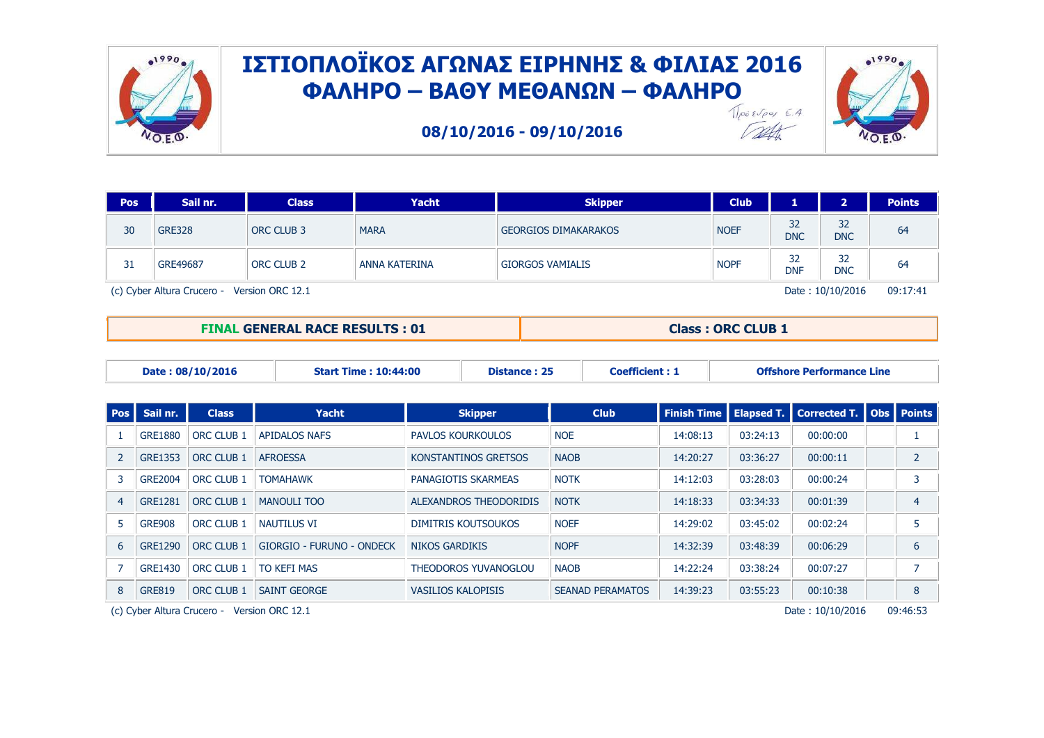# ΙΣΤΙΟΠΛΟΪΚΟΣ ΑΓΩΝΑΣ ΕΙΡΗΝΗΣ & ΦΙΛΙΑΣ 2016
## ΦΑΛΗΡΟ – ΒΑΘΥ ΜΕΘΑΝΩΝ – ΦΑΛΗΡΟ

**08/10/2016 - 09/10/2016**

Πρόεδρος Ε.Α

| Pos | Sail nr. | Class | Yacht | Skipper | Club | 1 | 2 | Points |
|---|---|---|---|---|---|---|---|---|
| 30 | GRE328 | ORC CLUB 3 | MARA | GEORGIOS DIMAKARAKOS | NOEF | 32 DNC | 32 DNC | 64 |
| 31 | GRE49687 | ORC CLUB 2 | ANNA KATERINA | GIORGOS VAMIALIS | NOPF | 32 DNF | 32 DNC | 64 |

(c) Cyber Altura Crucero - Version ORC 12.1 Date : 10/10/2016 09:17:41

| **FINAL GENERAL RACE RESULTS : 01** | **Class : ORC CLUB 1** |
|---|---|

| Date : 08/10/2016 | Start Time : 10:44:00 | Distance : 25 | Coefficient : 1 | Offshore Performance Line |
|---|---|---|---|---|

| Pos | Sail nr. | Class | Yacht | Skipper | Club | Finish Time | Elapsed T. | Corrected T. | Obs | Points |
|---|---|---|---|---|---|---|---|---|---|---|
| 1 | GRE1880 | ORC CLUB 1 | APIDALOS NAFS | PAVLOS KOURKOULOS | NOE | 14:08:13 | 03:24:13 | 00:00:00 | | 1 |
| 2 | GRE1353 | ORC CLUB 1 | AFROESSA | KONSTANTINOS GRETSOS | NAOB | 14:20:27 | 03:36:27 | 00:00:11 | | 2 |
| 3 | GRE2004 | ORC CLUB 1 | TOMAHAWK | PANAGIOTIS SKARMEAS | NOTK | 14:12:03 | 03:28:03 | 00:00:24 | | 3 |
| 4 | GRE1281 | ORC CLUB 1 | MANOULI TOO | ALEXANDROS THEODORIDIS | NOTK | 14:18:33 | 03:34:33 | 00:01:39 | | 4 |
| 5 | GRE908 | ORC CLUB 1 | NAUTILUS VI | DIMITRIS KOUTSOUKOS | NOEF | 14:29:02 | 03:45:02 | 00:02:24 | | 5 |
| 6 | GRE1290 | ORC CLUB 1 | GIORGIO - FURUNO - ONDECK | NIKOS GARDIKIS | NOPF | 14:32:39 | 03:48:39 | 00:06:29 | | 6 |
| 7 | GRE1430 | ORC CLUB 1 | TO KEFI MAS | THEODOROS YUVANOGLOU | NAOB | 14:22:24 | 03:38:24 | 00:07:27 | | 7 |
| 8 | GRE819 | ORC CLUB 1 | SAINT GEORGE | VASILIOS KALOPISIS | SEANAD PERAMATOS | 14:39:23 | 03:55:23 | 00:10:38 | | 8 |

(c) Cyber Altura Crucero - Version ORC 12.1 Date : 10/10/2016 09:46:53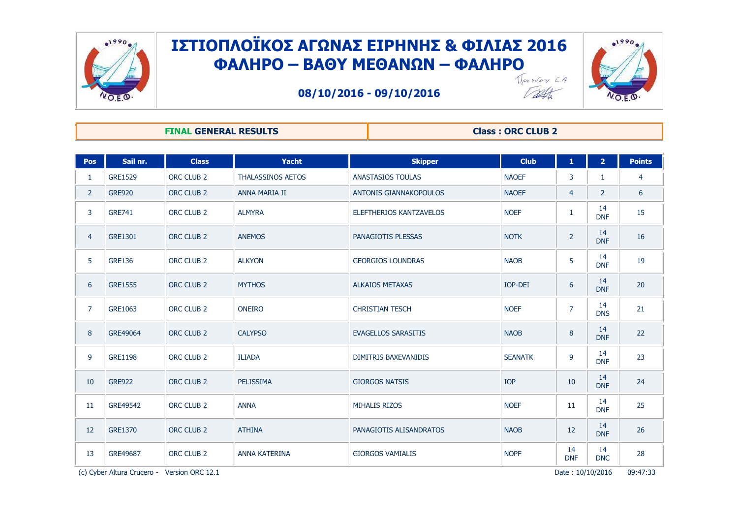# ΙΣΤΙΟΠΛΟΪΚΟΣ ΑΓΩΝΑΣ ΕΙΡΗΝΗΣ & ΦΙΛΙΑΣ 2016
## ΦΑΛΗΡΟ – ΒΑΘΥ ΜΕΘΑΝΩΝ – ΦΑΛΗΡΟ

**08/10/2016 - 09/10/2016**

Πρόεδρος Ε.Α

**FINAL GENERAL RESULTS** | **Class : ORC CLUB 2**

| Pos | Sail nr. | Class | Yacht | Skipper | Club | 1 | 2 | Points |
|---|---|---|---|---|---|---|---|---|
| 1 | GRE1529 | ORC CLUB 2 | THALASSINOS AETOS | ANASTASIOS TOULAS | NAOEF | 3 | 1 | 4 |
| 2 | GRE920 | ORC CLUB 2 | ANNA MARIA II | ANTONIS GIANNAKOPOULOS | NAOEF | 4 | 2 | 6 |
| 3 | GRE741 | ORC CLUB 2 | ALMYRA | ELEFTHERIOS KANTZAVELOS | NOEF | 1 | 14 DNF | 15 |
| 4 | GRE1301 | ORC CLUB 2 | ANEMOS | PANAGIOTIS PLESSAS | NOTK | 2 | 14 DNF | 16 |
| 5 | GRE136 | ORC CLUB 2 | ALKYON | GEORGIOS LOUNDRAS | NAOB | 5 | 14 DNF | 19 |
| 6 | GRE1555 | ORC CLUB 2 | MYTHOS | ALKAIOS METAXAS | IOP-DEI | 6 | 14 DNF | 20 |
| 7 | GRE1063 | ORC CLUB 2 | ONEIRO | CHRISTIAN TESCH | NOEF | 7 | 14 DNS | 21 |
| 8 | GRE49064 | ORC CLUB 2 | CALYPSO | EVAGELLOS SARASITIS | NAOB | 8 | 14 DNF | 22 |
| 9 | GRE1198 | ORC CLUB 2 | ILIADA | DIMITRIS BAXEVANIDIS | SEANATK | 9 | 14 DNF | 23 |
| 10 | GRE922 | ORC CLUB 2 | PELISSIMA | GIORGOS NATSIS | IOP | 10 | 14 DNF | 24 |
| 11 | GRE49542 | ORC CLUB 2 | ANNA | MIHALIS RIZOS | NOEF | 11 | 14 DNF | 25 |
| 12 | GRE1370 | ORC CLUB 2 | ATHINA | PANAGIOTIS ALISANDRATOS | NAOB | 12 | 14 DNF | 26 |
| 13 | GRE49687 | ORC CLUB 2 | ANNA KATERINA | GIORGOS VAMIALIS | NOPF | 14 DNF | 14 DNC | 28 |

(c) Cyber Altura Crucero - Version ORC 12.1 Date : 10/10/2016 09:47:33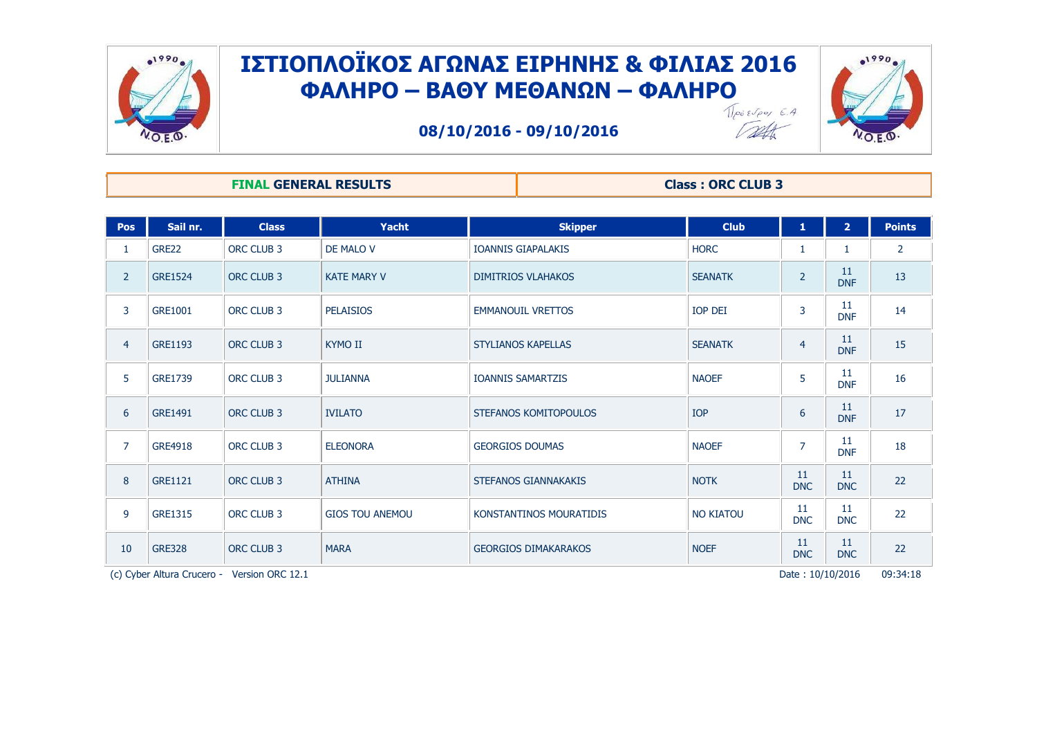# ΙΣΤΙΟΠΛΟΪΚΟΣ ΑΓΩΝΑΣ ΕΙΡΗΝΗΣ & ΦΙΛΙΑΣ 2016
## ΦΑΛΗΡΟ – ΒΑΘΥ ΜΕΘΑΝΩΝ – ΦΑΛΗΡΟ

**08/10/2016 - 09/10/2016**

Πρόεδρος Ε.Α

**FINAL GENERAL RESULTS** | **Class : ORC CLUB 3**

| Pos | Sail nr. | Class | Yacht | Skipper | Club | 1 | 2 | Points |
|---|---|---|---|---|---|---|---|---|
| 1 | GRE22 | ORC CLUB 3 | DE MALO V | IOANNIS GIAPALAKIS | HORC | 1 | 1 | 2 |
| 2 | GRE1524 | ORC CLUB 3 | KATE MARY V | DIMITRIOS VLAHAKOS | SEANATK | 2 | 11 DNF | 13 |
| 3 | GRE1001 | ORC CLUB 3 | PELAISIOS | EMMANOUIL VRETTOS | IOP DEI | 3 | 11 DNF | 14 |
| 4 | GRE1193 | ORC CLUB 3 | KYMO II | STYLIANOS KAPELLAS | SEANATK | 4 | 11 DNF | 15 |
| 5 | GRE1739 | ORC CLUB 3 | JULIANNA | IOANNIS SAMARTZIS | NAOEF | 5 | 11 DNF | 16 |
| 6 | GRE1491 | ORC CLUB 3 | IVILATO | STEFANOS KOMITOPOULOS | IOP | 6 | 11 DNF | 17 |
| 7 | GRE4918 | ORC CLUB 3 | ELEONORA | GEORGIOS DOUMAS | NAOEF | 7 | 11 DNF | 18 |
| 8 | GRE1121 | ORC CLUB 3 | ATHINA | STEFANOS GIANNAKAKIS | NOTK | 11 DNC | 11 DNC | 22 |
| 9 | GRE1315 | ORC CLUB 3 | GIOS TOU ANEMOU | KONSTANTINOS MOURATIDIS | NO KIATOU | 11 DNC | 11 DNC | 22 |
| 10 | GRE328 | ORC CLUB 3 | MARA | GEORGIOS DIMAKARAKOS | NOEF | 11 DNC | 11 DNC | 22 |

(c) Cyber Altura Crucero - Version ORC 12.1 &nbsp;&nbsp;&nbsp; Date : 10/10/2016 &nbsp; 09:34:18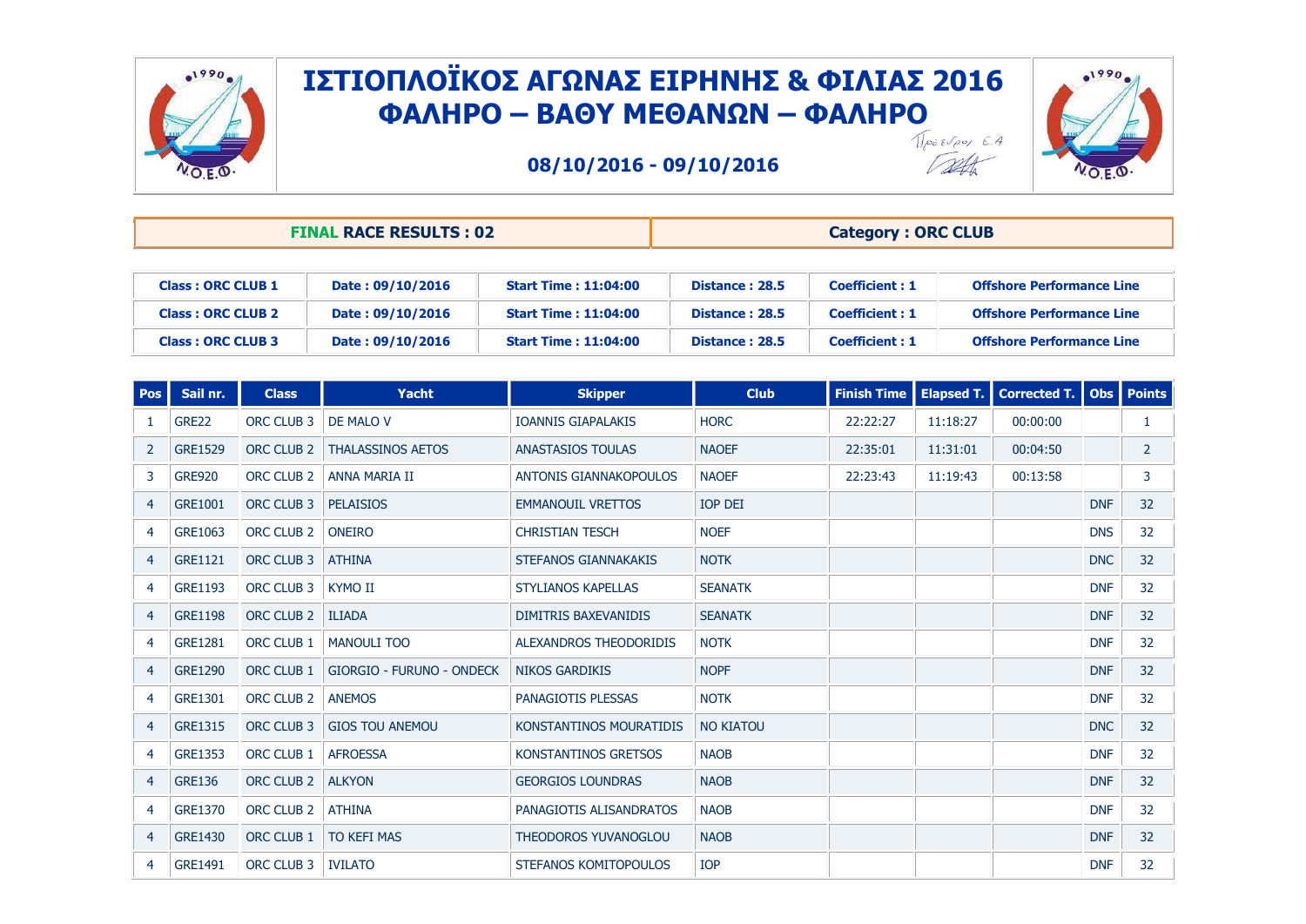# ΙΣΤΙΟΠΛΟΪΚΟΣ ΑΓΩΝΑΣ ΕΙΡΗΝΗΣ & ΦΙΛΙΑΣ 2016
## ΦΑΛΗΡΟ – ΒΑΘΥ ΜΕΘΑΝΩΝ – ΦΑΛΗΡΟ

**08/10/2016 - 09/10/2016**

Πρόεδρος Ε.Α

| **FINAL RACE RESULTS : 02** | **Category : ORC CLUB** |
|---|---|

| Class : ORC CLUB 1 | Date : 09/10/2016 | Start Time : 11:04:00 | Distance : 28.5 | Coefficient : 1 | Offshore Performance Line |
|---|---|---|---|---|---|
| Class : ORC CLUB 2 | Date : 09/10/2016 | Start Time : 11:04:00 | Distance : 28.5 | Coefficient : 1 | Offshore Performance Line |
| Class : ORC CLUB 3 | Date : 09/10/2016 | Start Time : 11:04:00 | Distance : 28.5 | Coefficient : 1 | Offshore Performance Line |

| Pos | Sail nr. | Class | Yacht | Skipper | Club | Finish Time | Elapsed T. | Corrected T. | Obs | Points |
|---|---|---|---|---|---|---|---|---|---|---|
| 1 | GRE22 | ORC CLUB 3 | DE MALO V | IOANNIS GIAPALAKIS | HORC | 22:22:27 | 11:18:27 | 00:00:00 | | 1 |
| 2 | GRE1529 | ORC CLUB 2 | THALASSINOS AETOS | ANASTASIOS TOULAS | NAOEF | 22:35:01 | 11:31:01 | 00:04:50 | | 2 |
| 3 | GRE920 | ORC CLUB 2 | ANNA MARIA II | ANTONIS GIANNAKOPOULOS | NAOEF | 22:23:43 | 11:19:43 | 00:13:58 | | 3 |
| 4 | GRE1001 | ORC CLUB 3 | PELAISIOS | EMMANOUIL VRETTOS | IOP DEI | | | | DNF | 32 |
| 4 | GRE1063 | ORC CLUB 2 | ONEIRO | CHRISTIAN TESCH | NOEF | | | | DNS | 32 |
| 4 | GRE1121 | ORC CLUB 3 | ATHINA | STEFANOS GIANNAKAKIS | NOTK | | | | DNC | 32 |
| 4 | GRE1193 | ORC CLUB 3 | KYMO II | STYLIANOS KAPELLAS | SEANATK | | | | DNF | 32 |
| 4 | GRE1198 | ORC CLUB 2 | ILIADA | DIMITRIS BAXEVANIDIS | SEANATK | | | | DNF | 32 |
| 4 | GRE1281 | ORC CLUB 1 | MANOULI TOO | ALEXANDROS THEODORIDIS | NOTK | | | | DNF | 32 |
| 4 | GRE1290 | ORC CLUB 1 | GIORGIO - FURUNO - ONDECK | NIKOS GARDIKIS | NOPF | | | | DNF | 32 |
| 4 | GRE1301 | ORC CLUB 2 | ANEMOS | PANAGIOTIS PLESSAS | NOTK | | | | DNF | 32 |
| 4 | GRE1315 | ORC CLUB 3 | GIOS TOU ANEMOU | KONSTANTINOS MOURATIDIS | NO KIATOU | | | | DNC | 32 |
| 4 | GRE1353 | ORC CLUB 1 | AFROESSA | KONSTANTINOS GRETSOS | NAOB | | | | DNF | 32 |
| 4 | GRE136 | ORC CLUB 2 | ALKYON | GEORGIOS LOUNDRAS | NAOB | | | | DNF | 32 |
| 4 | GRE1370 | ORC CLUB 2 | ATHINA | PANAGIOTIS ALISANDRATOS | NAOB | | | | DNF | 32 |
| 4 | GRE1430 | ORC CLUB 1 | TO KEFI MAS | THEODOROS YUVANOGLOU | NAOB | | | | DNF | 32 |
| 4 | GRE1491 | ORC CLUB 3 | IVILATO | STEFANOS KOMITOPOULOS | IOP | | | | DNF | 32 |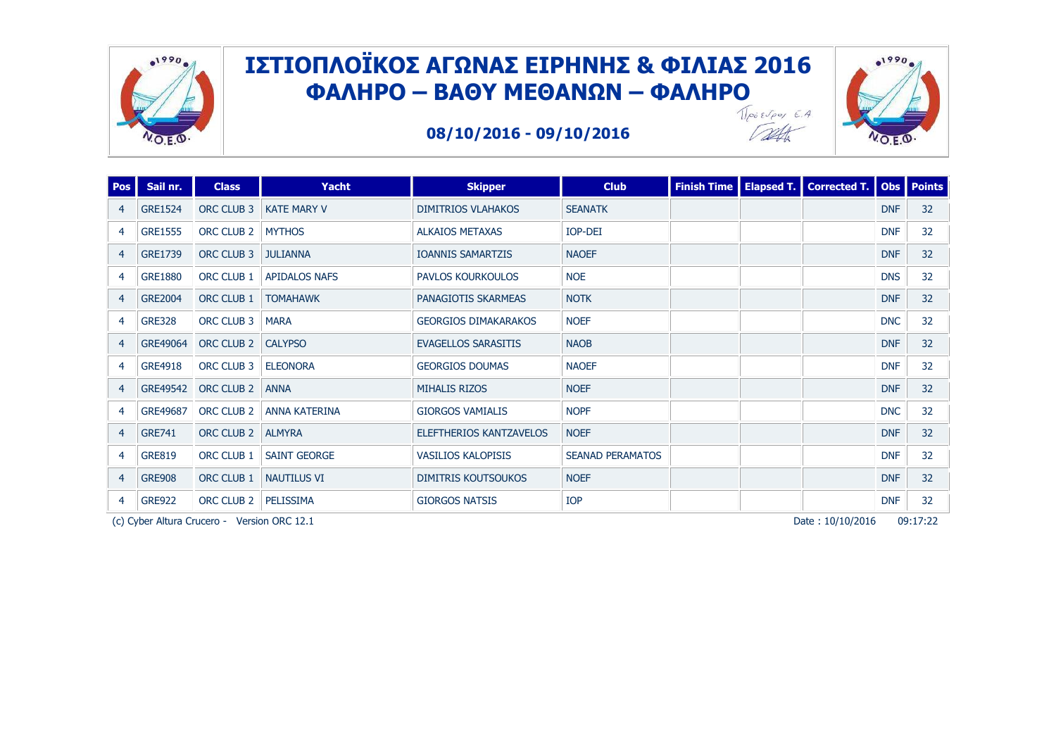# ΙΣΤΙΟΠΛΟΪΚΟΣ ΑΓΩΝΑΣ ΕΙΡΗΝΗΣ & ΦΙΛΙΑΣ 2016
# ΦΑΛΗΡΟ – ΒΑΘΥ ΜΕΘΑΝΩΝ – ΦΑΛΗΡΟ

**08/10/2016 - 09/10/2016**

Πρόεδρος Ε.Α

| Pos | Sail nr. | Class | Yacht | Skipper | Club | Finish Time | Elapsed T. | Corrected T. | Obs | Points |
|---|---|---|---|---|---|---|---|---|---|---|
| 4 | GRE1524 | ORC CLUB 3 | KATE MARY V | DIMITRIOS VLAHAKOS | SEANATK | | | | DNF | 32 |
| 4 | GRE1555 | ORC CLUB 2 | MYTHOS | ALKAIOS METAXAS | IOP-DEI | | | | DNF | 32 |
| 4 | GRE1739 | ORC CLUB 3 | JULIANNA | IOANNIS SAMARTZIS | NAOEF | | | | DNF | 32 |
| 4 | GRE1880 | ORC CLUB 1 | APIDALOS NAFS | PAVLOS KOURKOULOS | NOE | | | | DNS | 32 |
| 4 | GRE2004 | ORC CLUB 1 | TOMAHAWK | PANAGIOTIS SKARMEAS | NOTK | | | | DNF | 32 |
| 4 | GRE328 | ORC CLUB 3 | MARA | GEORGIOS DIMAKARAKOS | NOEF | | | | DNC | 32 |
| 4 | GRE49064 | ORC CLUB 2 | CALYPSO | EVAGELLOS SARASITIS | NAOB | | | | DNF | 32 |
| 4 | GRE4918 | ORC CLUB 3 | ELEONORA | GEORGIOS DOUMAS | NAOEF | | | | DNF | 32 |
| 4 | GRE49542 | ORC CLUB 2 | ANNA | MIHALIS RIZOS | NOEF | | | | DNF | 32 |
| 4 | GRE49687 | ORC CLUB 2 | ANNA KATERINA | GIORGOS VAMIALIS | NOPF | | | | DNC | 32 |
| 4 | GRE741 | ORC CLUB 2 | ALMYRA | ELEFTHERIOS KANTZAVELOS | NOEF | | | | DNF | 32 |
| 4 | GRE819 | ORC CLUB 1 | SAINT GEORGE | VASILIOS KALOPISIS | SEANAD PERAMATOS | | | | DNF | 32 |
| 4 | GRE908 | ORC CLUB 1 | NAUTILUS VI | DIMITRIS KOUTSOUKOS | NOEF | | | | DNF | 32 |
| 4 | GRE922 | ORC CLUB 2 | PELISSIMA | GIORGOS NATSIS | IOP | | | | DNF | 32 |

(c) Cyber Altura Crucero - Version ORC 12.1 Date : 10/10/2016 09:17:22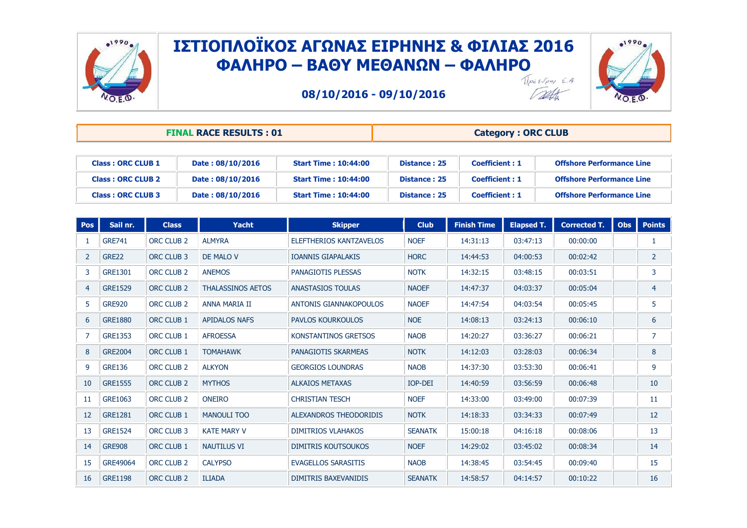# ΙΣΤΙΟΠΛΟΪΚΟΣ ΑΓΩΝΑΣ ΕΙΡΗΝΗΣ & ΦΙΛΙΑΣ 2016
## ΦΑΛΗΡΟ – ΒΑΘΥ ΜΕΘΑΝΩΝ – ΦΑΛΗΡΟ

**08/10/2016 - 09/10/2016**

Πρόεδρος Ε.Α

| **FINAL RACE RESULTS : 01** | **Category : ORC CLUB** |
|---|---|

| Class | Date | Start Time | Distance | Coefficient | |
|---|---|---|---|---|---|
| **Class : ORC CLUB 1** | **Date : 08/10/2016** | **Start Time : 10:44:00** | **Distance : 25** | **Coefficient : 1** | **Offshore Performance Line** |
| **Class : ORC CLUB 2** | **Date : 08/10/2016** | **Start Time : 10:44:00** | **Distance : 25** | **Coefficient : 1** | **Offshore Performance Line** |
| **Class : ORC CLUB 3** | **Date : 08/10/2016** | **Start Time : 10:44:00** | **Distance : 25** | **Coefficient : 1** | **Offshore Performance Line** |

| Pos | Sail nr. | Class | Yacht | Skipper | Club | Finish Time | Elapsed T. | Corrected T. | Obs | Points |
|---|---|---|---|---|---|---|---|---|---|---|
| 1 | GRE741 | ORC CLUB 2 | ALMYRA | ELEFTHERIOS KANTZAVELOS | NOEF | 14:31:13 | 03:47:13 | 00:00:00 | | 1 |
| 2 | GRE22 | ORC CLUB 3 | DE MALO V | IOANNIS GIAPALAKIS | HORC | 14:44:53 | 04:00:53 | 00:02:42 | | 2 |
| 3 | GRE1301 | ORC CLUB 2 | ANEMOS | PANAGIOTIS PLESSAS | NOTK | 14:32:15 | 03:48:15 | 00:03:51 | | 3 |
| 4 | GRE1529 | ORC CLUB 2 | THALASSINOS AETOS | ANASTASIOS TOULAS | NAOEF | 14:47:37 | 04:03:37 | 00:05:04 | | 4 |
| 5 | GRE920 | ORC CLUB 2 | ANNA MARIA II | ANTONIS GIANNAKOPOULOS | NAOEF | 14:47:54 | 04:03:54 | 00:05:45 | | 5 |
| 6 | GRE1880 | ORC CLUB 1 | APIDALOS NAFS | PAVLOS KOURKOULOS | NOE | 14:08:13 | 03:24:13 | 00:06:10 | | 6 |
| 7 | GRE1353 | ORC CLUB 1 | AFROESSA | KONSTANTINOS GRETSOS | NAOB | 14:20:27 | 03:36:27 | 00:06:21 | | 7 |
| 8 | GRE2004 | ORC CLUB 1 | TOMAHAWK | PANAGIOTIS SKARMEAS | NOTK | 14:12:03 | 03:28:03 | 00:06:34 | | 8 |
| 9 | GRE136 | ORC CLUB 2 | ALKYON | GEORGIOS LOUNDRAS | NAOB | 14:37:30 | 03:53:30 | 00:06:41 | | 9 |
| 10 | GRE1555 | ORC CLUB 2 | MYTHOS | ALKAIOS METAXAS | IOP-DEI | 14:40:59 | 03:56:59 | 00:06:48 | | 10 |
| 11 | GRE1063 | ORC CLUB 2 | ONEIRO | CHRISTIAN TESCH | NOEF | 14:33:00 | 03:49:00 | 00:07:39 | | 11 |
| 12 | GRE1281 | ORC CLUB 1 | MANOULI TOO | ALEXANDROS THEODORIDIS | NOTK | 14:18:33 | 03:34:33 | 00:07:49 | | 12 |
| 13 | GRE1524 | ORC CLUB 3 | KATE MARY V | DIMITRIOS VLAHAKOS | SEANATK | 15:00:18 | 04:16:18 | 00:08:06 | | 13 |
| 14 | GRE908 | ORC CLUB 1 | NAUTILUS VI | DIMITRIS KOUTSOUKOS | NOEF | 14:29:02 | 03:45:02 | 00:08:34 | | 14 |
| 15 | GRE49064 | ORC CLUB 2 | CALYPSO | EVAGELLOS SARASITIS | NAOB | 14:38:45 | 03:54:45 | 00:09:40 | | 15 |
| 16 | GRE1198 | ORC CLUB 2 | ILIADA | DIMITRIS BAXEVANIDIS | SEANATK | 14:58:57 | 04:14:57 | 00:10:22 | | 16 |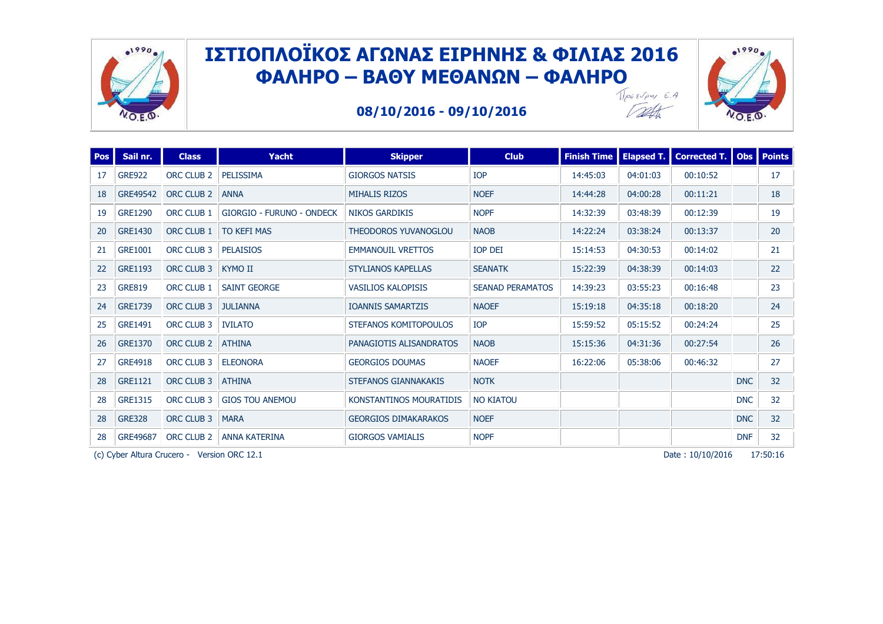# ΙΣΤΙΟΠΛΟΪΚΟΣ ΑΓΩΝΑΣ ΕΙΡΗΝΗΣ & ΦΙΛΙΑΣ 2016
# ΦΑΛΗΡΟ – ΒΑΘΥ ΜΕΘΑΝΩΝ – ΦΑΛΗΡΟ

**08/10/2016 - 09/10/2016**

Πρόεδρος Ε.Α

| Pos | Sail nr. | Class | Yacht | Skipper | Club | Finish Time | Elapsed T. | Corrected T. | Obs | Points |
|---|---|---|---|---|---|---|---|---|---|---|
| 17 | GRE922 | ORC CLUB 2 | PELISSIMA | GIORGOS NATSIS | IOP | 14:45:03 | 04:01:03 | 00:10:52 | | 17 |
| 18 | GRE49542 | ORC CLUB 2 | ANNA | MIHALIS RIZOS | NOEF | 14:44:28 | 04:00:28 | 00:11:21 | | 18 |
| 19 | GRE1290 | ORC CLUB 1 | GIORGIO - FURUNO - ONDECK | NIKOS GARDIKIS | NOPF | 14:32:39 | 03:48:39 | 00:12:39 | | 19 |
| 20 | GRE1430 | ORC CLUB 1 | TO KEFI MAS | THEODOROS YUVANOGLOU | NAOB | 14:22:24 | 03:38:24 | 00:13:37 | | 20 |
| 21 | GRE1001 | ORC CLUB 3 | PELAISIOS | EMMANOUIL VRETTOS | IOP DEI | 15:14:53 | 04:30:53 | 00:14:02 | | 21 |
| 22 | GRE1193 | ORC CLUB 3 | KYMO II | STYLIANOS KAPELLAS | SEANATK | 15:22:39 | 04:38:39 | 00:14:03 | | 22 |
| 23 | GRE819 | ORC CLUB 1 | SAINT GEORGE | VASILIOS KALOPISIS | SEANAD PERAMATOS | 14:39:23 | 03:55:23 | 00:16:48 | | 23 |
| 24 | GRE1739 | ORC CLUB 3 | JULIANNA | IOANNIS SAMARTZIS | NAOEF | 15:19:18 | 04:35:18 | 00:18:20 | | 24 |
| 25 | GRE1491 | ORC CLUB 3 | IVILATO | STEFANOS KOMITOPOULOS | IOP | 15:59:52 | 05:15:52 | 00:24:24 | | 25 |
| 26 | GRE1370 | ORC CLUB 2 | ATHINA | PANAGIOTIS ALISANDRATOS | NAOB | 15:15:36 | 04:31:36 | 00:27:54 | | 26 |
| 27 | GRE4918 | ORC CLUB 3 | ELEONORA | GEORGIOS DOUMAS | NAOEF | 16:22:06 | 05:38:06 | 00:46:32 | | 27 |
| 28 | GRE1121 | ORC CLUB 3 | ATHINA | STEFANOS GIANNAKAKIS | NOTK | | | | DNC | 32 |
| 28 | GRE1315 | ORC CLUB 3 | GIOS TOU ANEMOU | KONSTANTINOS MOURATIDIS | NO KIATOU | | | | DNC | 32 |
| 28 | GRE328 | ORC CLUB 3 | MARA | GEORGIOS DIMAKARAKOS | NOEF | | | | DNC | 32 |
| 28 | GRE49687 | ORC CLUB 2 | ANNA KATERINA | GIORGOS VAMIALIS | NOPF | | | | DNF | 32 |

(c) Cyber Altura Crucero - Version ORC 12.1

Date : 10/10/2016 17:50:16